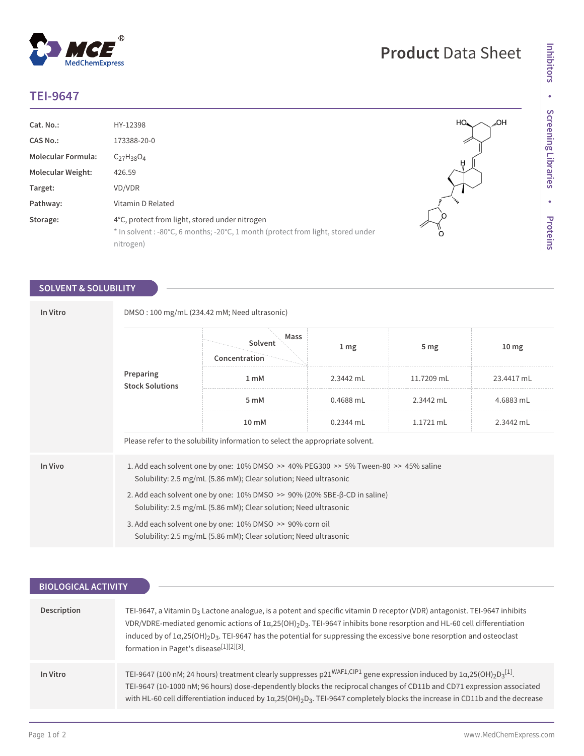# TEI-9647

**Product Data Sheet**

| | |
|---|---|
| **Cat. No.:** | HY-12398 |
| **CAS No.:** | 173388-20-0 |
| **Molecular Formula:** | $C_{27}H_{38}O_4$ |
| **Molecular Weight:** | 426.59 |
| **Target:** | VD/VDR |
| **Pathway:** | Vitamin D Related |
| **Storage:** | 4°C, protect from light, stored under nitrogen<br>* In solvent : -80°C, 6 months; -20°C, 1 month (protect from light, stored under nitrogen) |

## SOLVENT & SOLUBILITY

**In Vitro**

DMSO : 100 mg/mL (234.42 mM; Need ultrasonic)

| Preparing Stock Solutions (Solvent Concentration / Mass) | 1 mg | 5 mg | 10 mg |
|---|---|---|---|
| 1 mM | 2.3442 mL | 11.7209 mL | 23.4417 mL |
| 5 mM | 0.4688 mL | 2.3442 mL | 4.6883 mL |
| 10 mM | 0.2344 mL | 1.1721 mL | 2.3442 mL |

Please refer to the solubility information to select the appropriate solvent.

**In Vivo**

1. Add each solvent one by one: 10% DMSO >> 40% PEG300 >> 5% Tween-80 >> 45% saline
   Solubility: 2.5 mg/mL (5.86 mM); Clear solution; Need ultrasonic
2. Add each solvent one by one: 10% DMSO >> 90% (20% SBE-β-CD in saline)
   Solubility: 2.5 mg/mL (5.86 mM); Clear solution; Need ultrasonic
3. Add each solvent one by one: 10% DMSO >> 90% corn oil
   Solubility: 2.5 mg/mL (5.86 mM); Clear solution; Need ultrasonic

## BIOLOGICAL ACTIVITY

**Description**

TEI-9647, a Vitamin $D_3$ Lactone analogue, is a potent and specific vitamin D receptor (VDR) antagonist. TEI-9647 inhibits VDR/VDRE-mediated genomic actions of 1α,25$(OH)_2D_3$. TEI-9647 inhibits bone resorption and HL-60 cell differentiation induced by of 1α,25$(OH)_2D_3$. TEI-9647 has the potential for suppressing the excessive bone resorption and osteoclast formation in Paget's disease[1][2][3].

**In Vitro**

TEI-9647 (100 nM; 24 hours) treatment clearly suppresses $p21^{WAF1,CIP1}$ gene expression induced by 1α,25$(OH)_2D_3$[1].
TEI-9647 (10-1000 nM; 96 hours) dose-dependently blocks the reciprocal changes of CD11b and CD71 expression associated with HL-60 cell differentiation induced by 1α,25$(OH)_2D_3$. TEI-9647 completely blocks the increase in CD11b and the decrease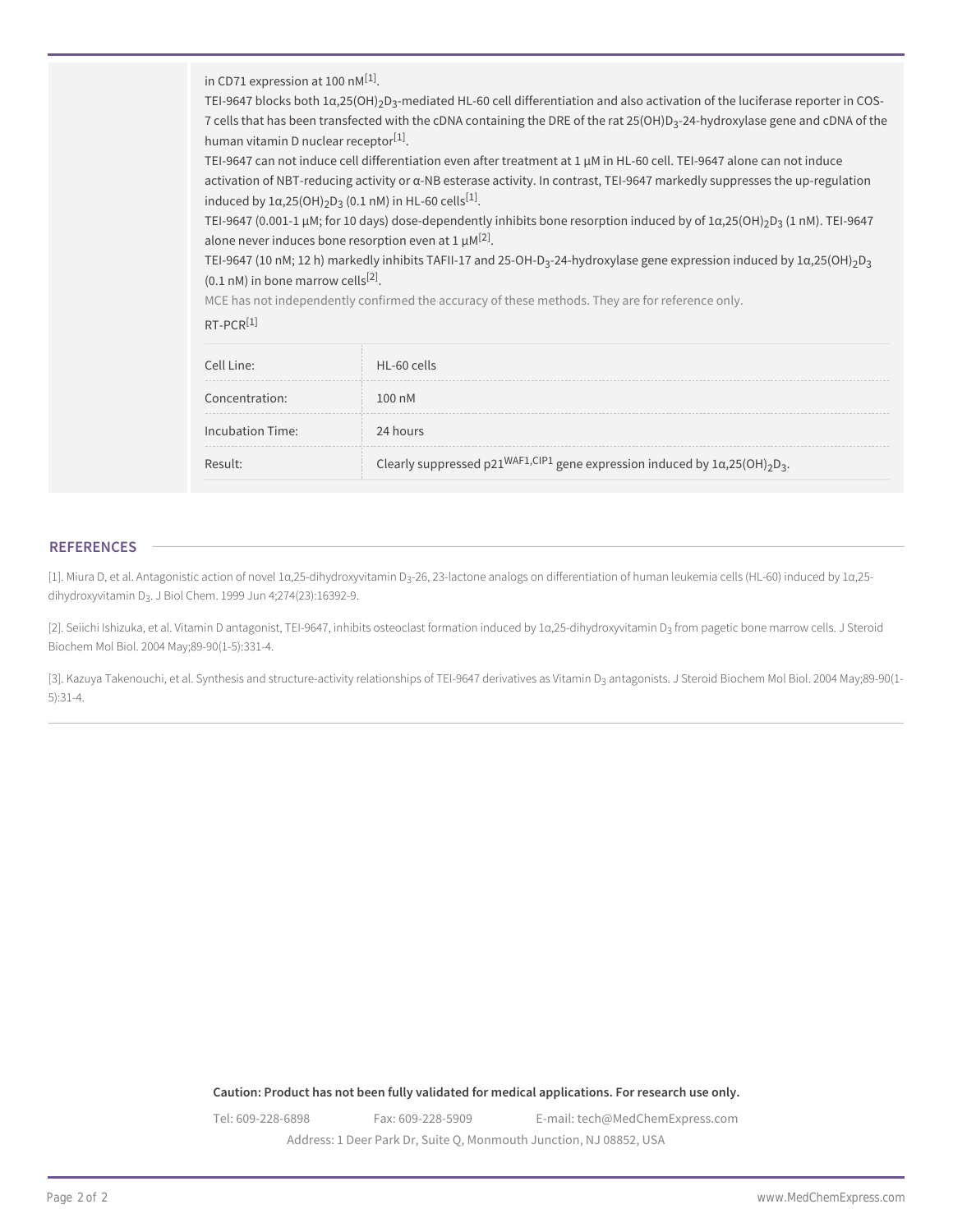in CD71 expression at 100 nM[1].

TEI-9647 blocks both $1\alpha,25(OH)_2D_3$-mediated HL-60 cell differentiation and also activation of the luciferase reporter in COS-7 cells that has been transfected with the cDNA containing the DRE of the rat $25(OH)D_3$-24-hydroxylase gene and cDNA of the human vitamin D nuclear receptor[1].

TEI-9647 can not induce cell differentiation even after treatment at 1 μM in HL-60 cell. TEI-9647 alone can not induce activation of NBT-reducing activity or α-NB esterase activity. In contrast, TEI-9647 markedly suppresses the up-regulation induced by $1\alpha,25(OH)_2D_3$ (0.1 nM) in HL-60 cells[1].

TEI-9647 (0.001-1 μM; for 10 days) dose-dependently inhibits bone resorption induced by of $1\alpha,25(OH)_2D_3$ (1 nM). TEI-9647 alone never induces bone resorption even at 1 μM[2].

TEI-9647 (10 nM; 12 h) markedly inhibits TAFII-17 and 25-OH-$D_3$-24-hydroxylase gene expression induced by $1\alpha,25(OH)_2D_3$ (0.1 nM) in bone marrow cells[2].

MCE has not independently confirmed the accuracy of these methods. They are for reference only.

RT-PCR[1]

| | |
|---|---|
| Cell Line: | HL-60 cells |
| Concentration: | 100 nM |
| Incubation Time: | 24 hours |
| Result: | Clearly suppressed $p21^{WAF1,CIP1}$ gene expression induced by $1\alpha,25(OH)_2D_3$. |

## REFERENCES

[1]. Miura D, et al. Antagonistic action of novel 1α,25-dihydroxyvitamin $D_3$-26, 23-lactone analogs on differentiation of human leukemia cells (HL-60) induced by 1α,25-dihydroxyvitamin $D_3$. J Biol Chem. 1999 Jun 4;274(23):16392-9.

[2]. Seiichi Ishizuka, et al. Vitamin D antagonist, TEI-9647, inhibits osteoclast formation induced by 1α,25-dihydroxyvitamin $D_3$ from pagetic bone marrow cells. J Steroid Biochem Mol Biol. 2004 May;89-90(1-5):331-4.

[3]. Kazuya Takenouchi, et al. Synthesis and structure-activity relationships of TEI-9647 derivatives as Vitamin $D_3$ antagonists. J Steroid Biochem Mol Biol. 2004 May;89-90(1-5):31-4.

**Caution: Product has not been fully validated for medical applications. For research use only.**

Tel: 609-228-6898 Fax: 609-228-5909 E-mail: tech@MedChemExpress.com

Address: 1 Deer Park Dr, Suite Q, Monmouth Junction, NJ 08852, USA